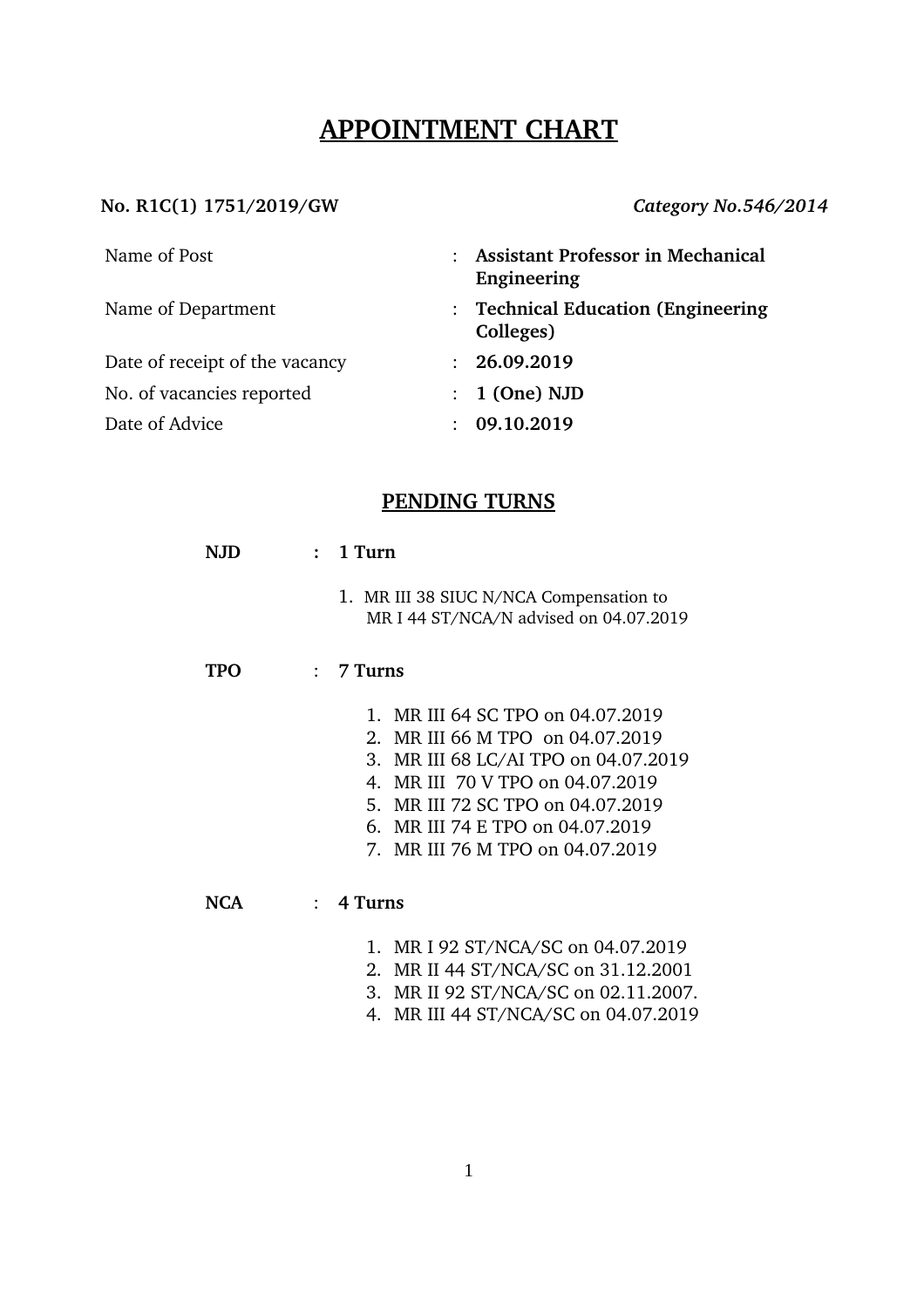# APPOINTMENT CHART

**No. R1C(1) 1751/2019/GW** *Category No.546/2014*

| | | |
|---|---|---|
| Name of Post | : | **Assistant Professor in Mechanical Engineering** |
| Name of Department | : | **Technical Education (Engineering Colleges)** |
| Date of receipt of the vacancy | : | **26.09.2019** |
| No. of vacancies reported | : | **1 (One) NJD** |
| Date of Advice | : | **09.10.2019** |

## PENDING TURNS

**NJD : 1 Turn**

1. MR III 38 SIUC N/NCA Compensation to MR I 44 ST/NCA/N advised on 04.07.2019

**TPO : 7 Turns**

1. MR III 64 SC TPO on 04.07.2019
2. MR III 66 M TPO on 04.07.2019
3. MR III 68 LC/AI TPO on 04.07.2019
4. MR III 70 V TPO on 04.07.2019
5. MR III 72 SC TPO on 04.07.2019
6. MR III 74 E TPO on 04.07.2019
7. MR III 76 M TPO on 04.07.2019

**NCA : 4 Turns**

1. MR I 92 ST/NCA/SC on 04.07.2019
2. MR II 44 ST/NCA/SC on 31.12.2001
3. MR II 92 ST/NCA/SC on 02.11.2007.
4. MR III 44 ST/NCA/SC on 04.07.2019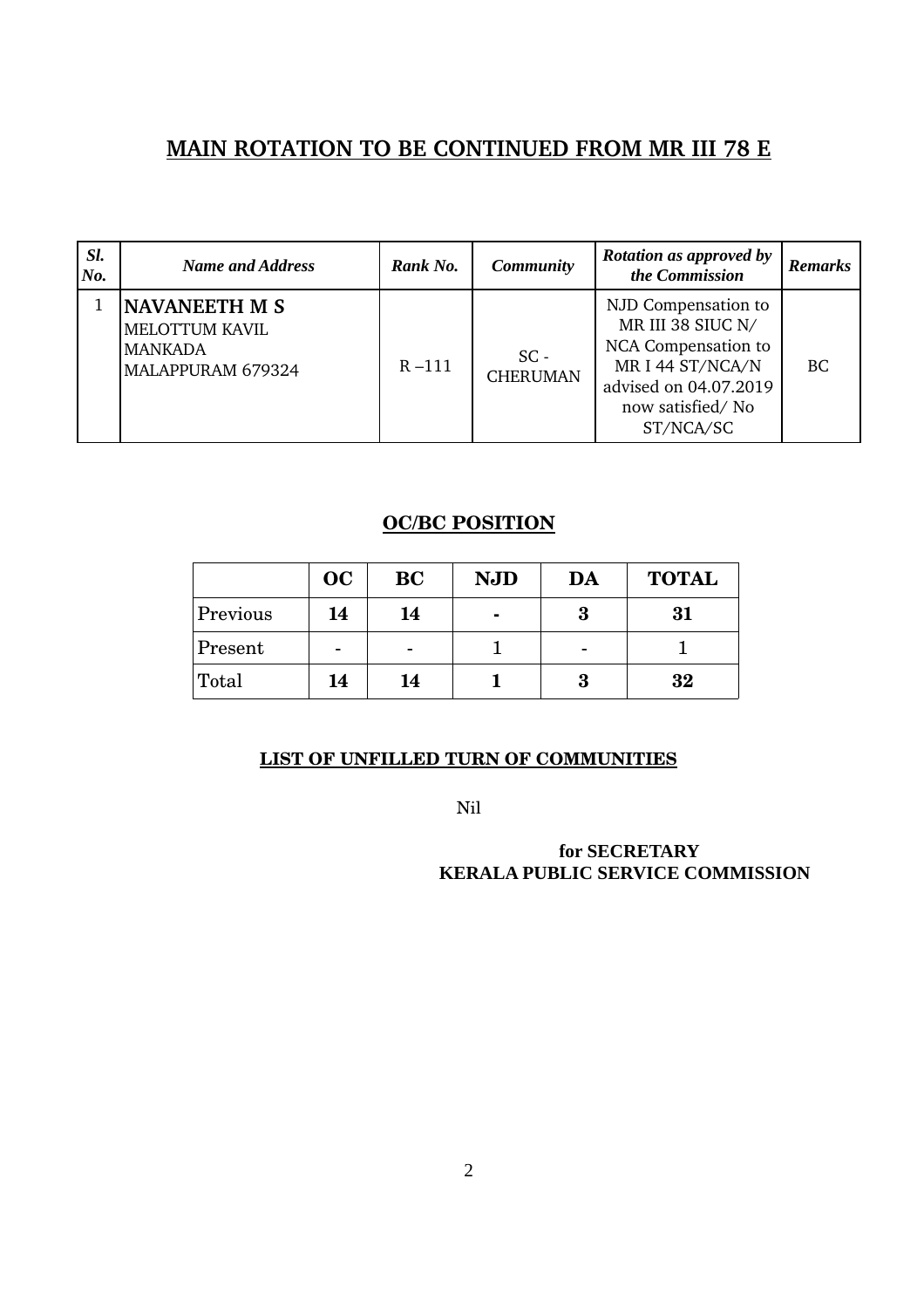## MAIN ROTATION TO BE CONTINUED FROM MR III 78 E

| *Sl. No.* | *Name and Address* | *Rank No.* | *Community* | *Rotation as approved by the Commission* | *Remarks* |
|---|---|---|---|---|---|
| 1 | **NAVANEETH M S**<br>MELOTTUM KAVIL<br>MANKADA<br>MALAPPURAM 679324 | R –111 | SC - CHERUMAN | NJD Compensation to MR III 38 SIUC N/ NCA Compensation to MR I 44 ST/NCA/N advised on 04.07.2019 now satisfied/ No ST/NCA/SC | BC |

### OC/BC POSITION

| | OC | BC | NJD | DA | TOTAL |
|---|---|---|---|---|---|
| Previous | **14** | **14** | **-** | **3** | **31** |
| Present | - | - | 1 | - | 1 |
| Total | **14** | **14** | **1** | **3** | **32** |

### LIST OF UNFILLED TURN OF COMMUNITIES

Nil

**for SECRETARY**
**KERALA PUBLIC SERVICE COMMISSION**